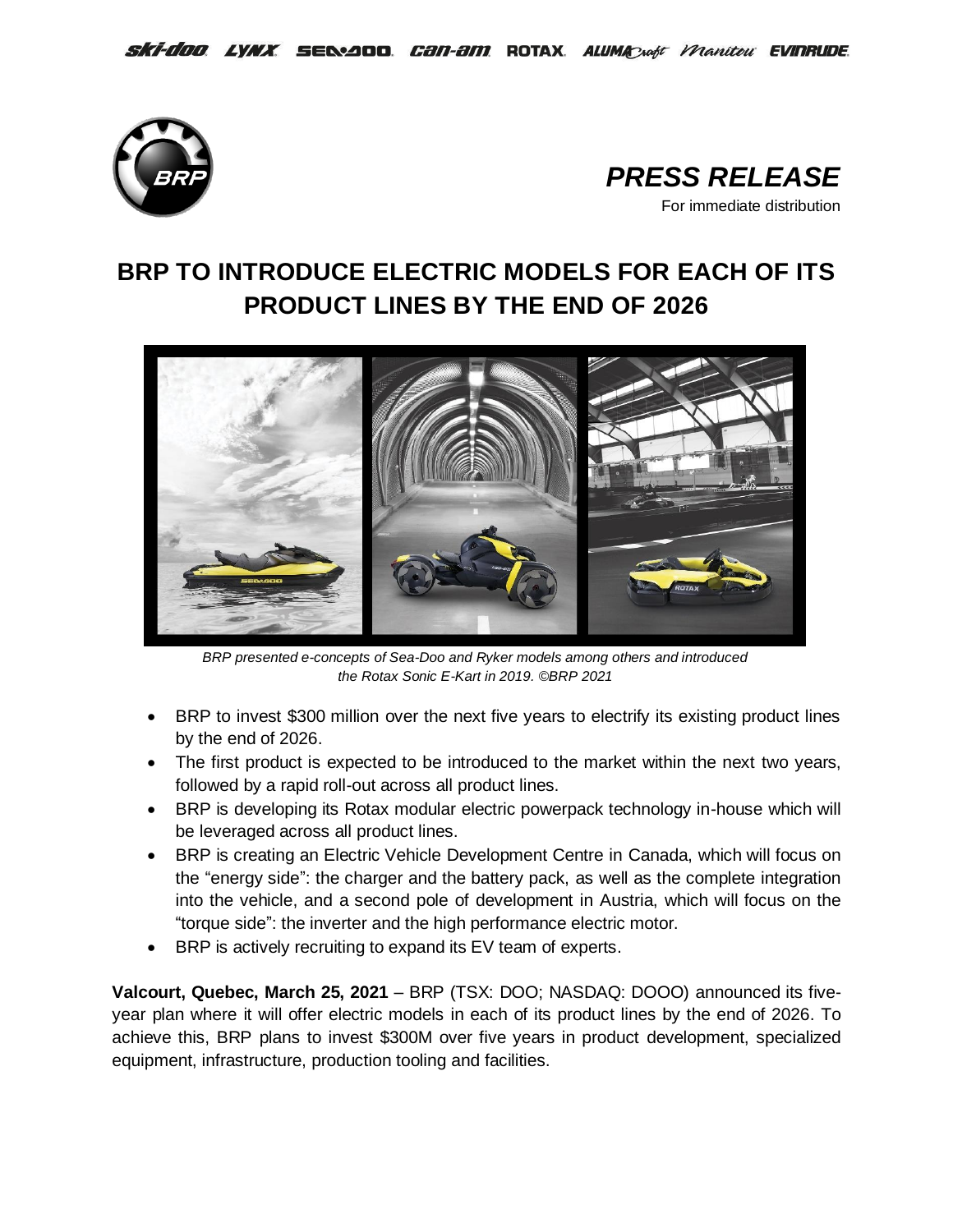*PRESS RELEASE*

For immediate distribution

# BRP TO INTRODUCE ELECTRIC MODELS FOR EACH OF ITS PRODUCT LINES BY THE END OF 2026

*BRP presented e-concepts of Sea-Doo and Ryker models among others and introduced the Rotax Sonic E-Kart in 2019. ©BRP 2021*

- BRP to invest $300 million over the next five years to electrify its existing product lines by the end of 2026.
- The first product is expected to be introduced to the market within the next two years, followed by a rapid roll-out across all product lines.
- BRP is developing its Rotax modular electric powerpack technology in-house which will be leveraged across all product lines.
- BRP is creating an Electric Vehicle Development Centre in Canada, which will focus on the "energy side": the charger and the battery pack, as well as the complete integration into the vehicle, and a second pole of development in Austria, which will focus on the "torque side": the inverter and the high performance electric motor.
- BRP is actively recruiting to expand its EV team of experts.

**Valcourt, Quebec, March 25, 2021** – BRP (TSX: DOO; NASDAQ: DOOO) announced its five-year plan where it will offer electric models in each of its product lines by the end of 2026. To achieve this, BRP plans to invest $300M over five years in product development, specialized equipment, infrastructure, production tooling and facilities.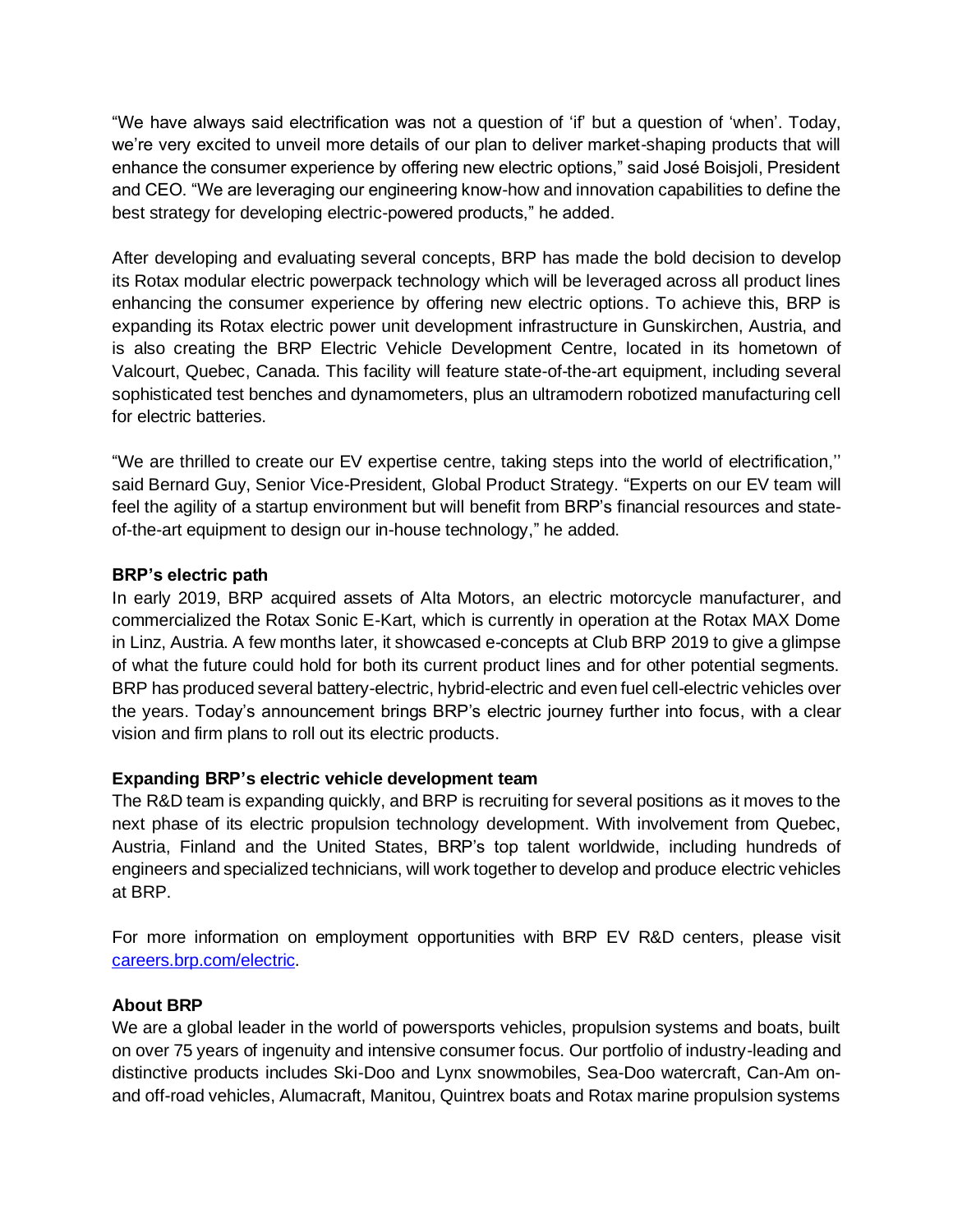"We have always said electrification was not a question of 'if' but a question of 'when'. Today, we're very excited to unveil more details of our plan to deliver market-shaping products that will enhance the consumer experience by offering new electric options," said José Boisjoli, President and CEO. "We are leveraging our engineering know-how and innovation capabilities to define the best strategy for developing electric-powered products," he added.

After developing and evaluating several concepts, BRP has made the bold decision to develop its Rotax modular electric powerpack technology which will be leveraged across all product lines enhancing the consumer experience by offering new electric options. To achieve this, BRP is expanding its Rotax electric power unit development infrastructure in Gunskirchen, Austria, and is also creating the BRP Electric Vehicle Development Centre, located in its hometown of Valcourt, Quebec, Canada. This facility will feature state-of-the-art equipment, including several sophisticated test benches and dynamometers, plus an ultramodern robotized manufacturing cell for electric batteries.

"We are thrilled to create our EV expertise centre, taking steps into the world of electrification,'' said Bernard Guy, Senior Vice-President, Global Product Strategy. "Experts on our EV team will feel the agility of a startup environment but will benefit from BRP's financial resources and state-of-the-art equipment to design our in-house technology," he added.

**BRP's electric path**

In early 2019, BRP acquired assets of Alta Motors, an electric motorcycle manufacturer, and commercialized the Rotax Sonic E-Kart, which is currently in operation at the Rotax MAX Dome in Linz, Austria. A few months later, it showcased e-concepts at Club BRP 2019 to give a glimpse of what the future could hold for both its current product lines and for other potential segments. BRP has produced several battery-electric, hybrid-electric and even fuel cell-electric vehicles over the years. Today's announcement brings BRP's electric journey further into focus, with a clear vision and firm plans to roll out its electric products.

**Expanding BRP's electric vehicle development team**

The R&D team is expanding quickly, and BRP is recruiting for several positions as it moves to the next phase of its electric propulsion technology development. With involvement from Quebec, Austria, Finland and the United States, BRP's top talent worldwide, including hundreds of engineers and specialized technicians, will work together to develop and produce electric vehicles at BRP.

For more information on employment opportunities with BRP EV R&D centers, please visit [careers.brp.com/electric](careers.brp.com/electric).

**About BRP**

We are a global leader in the world of powersports vehicles, propulsion systems and boats, built on over 75 years of ingenuity and intensive consumer focus. Our portfolio of industry-leading and distinctive products includes Ski-Doo and Lynx snowmobiles, Sea-Doo watercraft, Can-Am on- and off-road vehicles, Alumacraft, Manitou, Quintrex boats and Rotax marine propulsion systems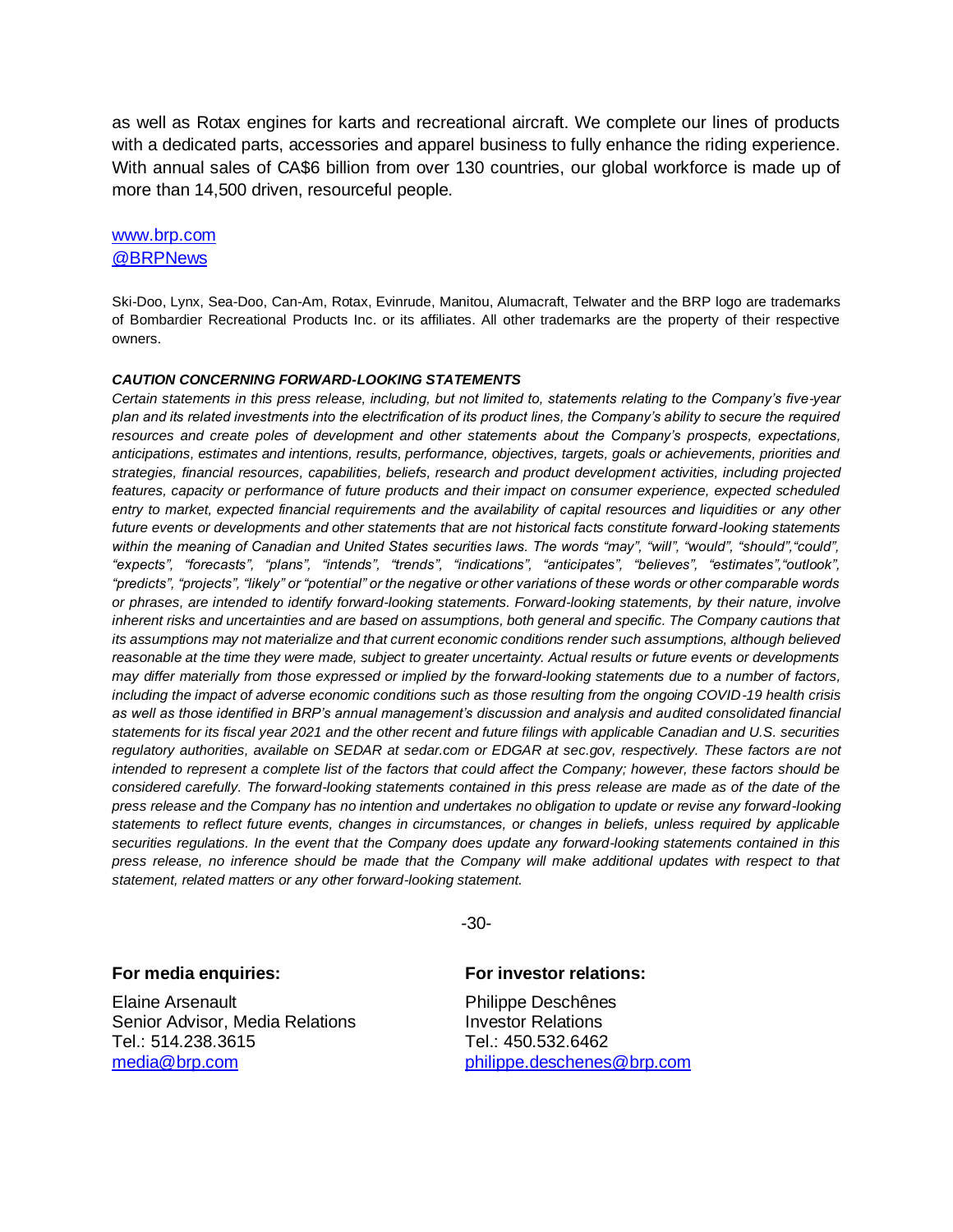as well as Rotax engines for karts and recreational aircraft. We complete our lines of products with a dedicated parts, accessories and apparel business to fully enhance the riding experience. With annual sales of CA$6 billion from over 130 countries, our global workforce is made up of more than 14,500 driven, resourceful people.

[www.brp.com](http://www.brp.com)
[@BRPNews](https://twitter.com/BRPNews)

Ski-Doo, Lynx, Sea-Doo, Can-Am, Rotax, Evinrude, Manitou, Alumacraft, Telwater and the BRP logo are trademarks of Bombardier Recreational Products Inc. or its affiliates. All other trademarks are the property of their respective owners.

***CAUTION CONCERNING FORWARD-LOOKING STATEMENTS***

*Certain statements in this press release, including, but not limited to, statements relating to the Company's five-year plan and its related investments into the electrification of its product lines, the Company's ability to secure the required resources and create poles of development and other statements about the Company's prospects, expectations, anticipations, estimates and intentions, results, performance, objectives, targets, goals or achievements, priorities and strategies, financial resources, capabilities, beliefs, research and product development activities, including projected features, capacity or performance of future products and their impact on consumer experience, expected scheduled entry to market, expected financial requirements and the availability of capital resources and liquidities or any other future events or developments and other statements that are not historical facts constitute forward-looking statements within the meaning of Canadian and United States securities laws. The words "may", "will", "would", "should","could", "expects", "forecasts", "plans", "intends", "trends", "indications", "anticipates", "believes", "estimates","outlook", "predicts", "projects", "likely" or "potential" or the negative or other variations of these words or other comparable words or phrases, are intended to identify forward-looking statements. Forward-looking statements, by their nature, involve inherent risks and uncertainties and are based on assumptions, both general and specific. The Company cautions that its assumptions may not materialize and that current economic conditions render such assumptions, although believed reasonable at the time they were made, subject to greater uncertainty. Actual results or future events or developments may differ materially from those expressed or implied by the forward-looking statements due to a number of factors, including the impact of adverse economic conditions such as those resulting from the ongoing COVID-19 health crisis as well as those identified in BRP's annual management's discussion and analysis and audited consolidated financial statements for its fiscal year 2021 and the other recent and future filings with applicable Canadian and U.S. securities regulatory authorities, available on SEDAR at sedar.com or EDGAR at sec.gov, respectively. These factors are not intended to represent a complete list of the factors that could affect the Company; however, these factors should be considered carefully. The forward-looking statements contained in this press release are made as of the date of the press release and the Company has no intention and undertakes no obligation to update or revise any forward-looking statements to reflect future events, changes in circumstances, or changes in beliefs, unless required by applicable securities regulations. In the event that the Company does update any forward-looking statements contained in this press release, no inference should be made that the Company will make additional updates with respect to that statement, related matters or any other forward-looking statement.*

-30-

**For media enquiries:**

Elaine Arsenault
Senior Advisor, Media Relations
Tel.: 514.238.3615
[media@brp.com](mailto:media@brp.com)

**For investor relations:**

Philippe Deschênes
Investor Relations
Tel.: 450.532.6462
[philippe.deschenes@brp.com](mailto:philippe.deschenes@brp.com)